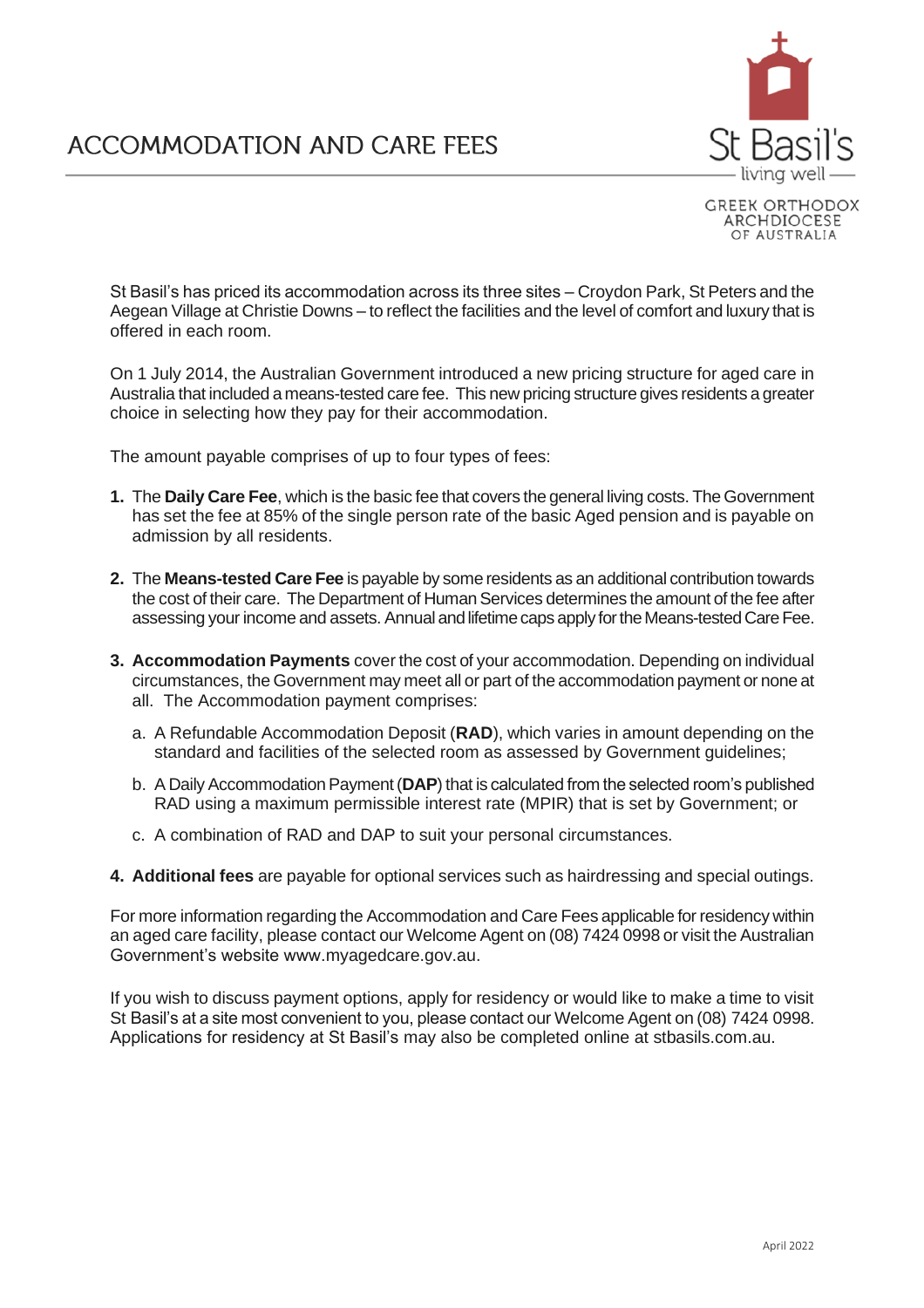# ACCOMMODATION AND CARE FEES

St Basil's
living well
GREEK ORTHODOX ARCHDIOCESE OF AUSTRALIA

St Basil's has priced its accommodation across its three sites – Croydon Park, St Peters and the Aegean Village at Christie Downs – to reflect the facilities and the level of comfort and luxury that is offered in each room.

On 1 July 2014, the Australian Government introduced a new pricing structure for aged care in Australia that included a means-tested care fee. This new pricing structure gives residents a greater choice in selecting how they pay for their accommodation.

The amount payable comprises of up to four types of fees:

1. The **Daily Care Fee**, which is the basic fee that covers the general living costs. The Government has set the fee at 85% of the single person rate of the basic Aged pension and is payable on admission by all residents.

2. The **Means-tested Care Fee** is payable by some residents as an additional contribution towards the cost of their care. The Department of Human Services determines the amount of the fee after assessing your income and assets. Annual and lifetime caps apply for the Means-tested Care Fee.

3. **Accommodation Payments** cover the cost of your accommodation. Depending on individual circumstances, the Government may meet all or part of the accommodation payment or none at all. The Accommodation payment comprises:

   a. A Refundable Accommodation Deposit (**RAD**), which varies in amount depending on the standard and facilities of the selected room as assessed by Government guidelines;

   b. A Daily Accommodation Payment (**DAP**) that is calculated from the selected room's published RAD using a maximum permissible interest rate (MPIR) that is set by Government; or

   c. A combination of RAD and DAP to suit your personal circumstances.

4. **Additional fees** are payable for optional services such as hairdressing and special outings.

For more information regarding the Accommodation and Care Fees applicable for residency within an aged care facility, please contact our Welcome Agent on (08) 7424 0998 or visit the Australian Government's website www.myagedcare.gov.au.

If you wish to discuss payment options, apply for residency or would like to make a time to visit St Basil's at a site most convenient to you, please contact our Welcome Agent on (08) 7424 0998. Applications for residency at St Basil's may also be completed online at stbasils.com.au.

April 2022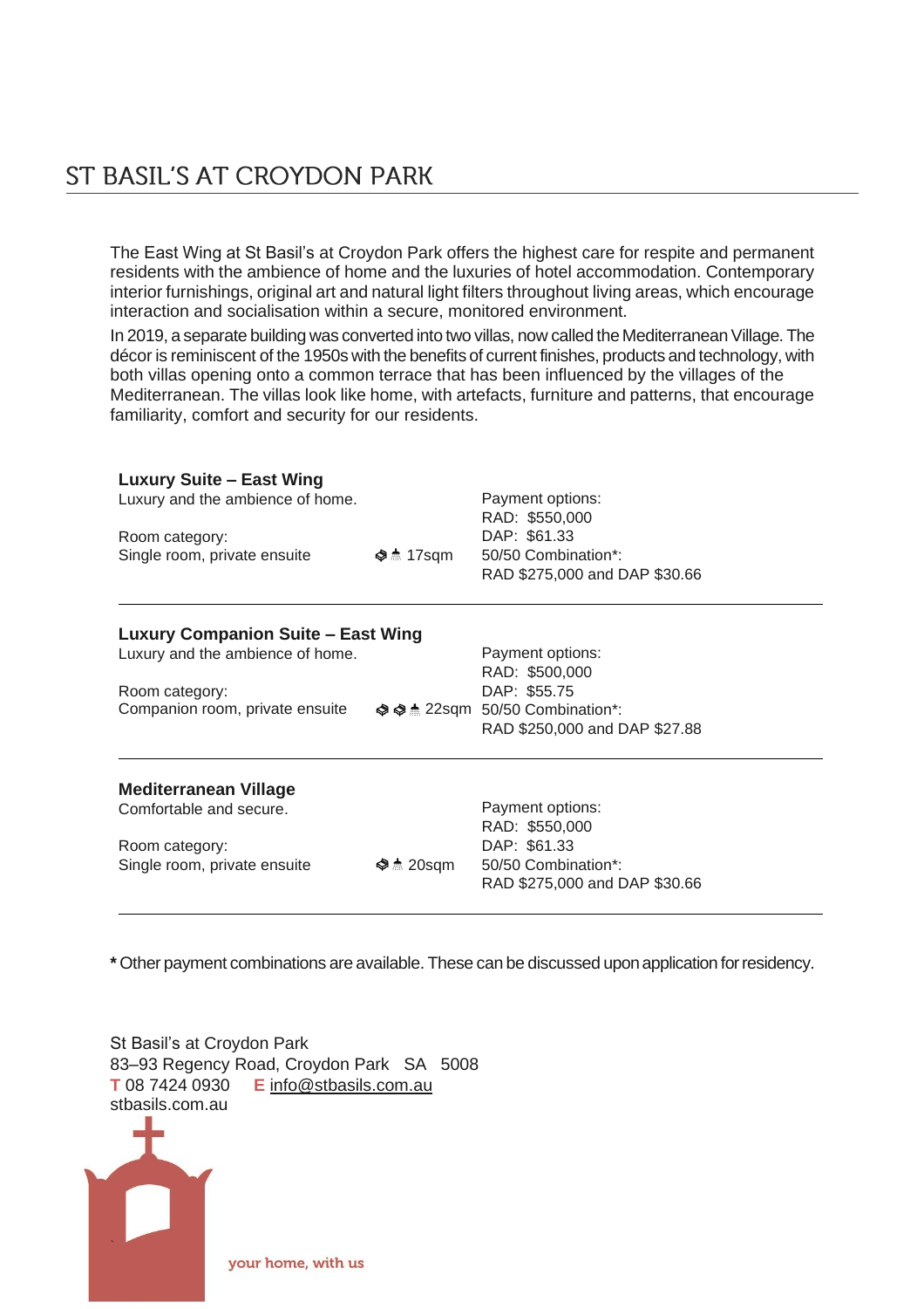# ST BASIL'S AT CROYDON PARK

The East Wing at St Basil's at Croydon Park offers the highest care for respite and permanent residents with the ambience of home and the luxuries of hotel accommodation. Contemporary interior furnishings, original art and natural light filters throughout living areas, which encourage interaction and socialisation within a secure, monitored environment.

In 2019, a separate building was converted into two villas, now called the Mediterranean Village. The décor is reminiscent of the 1950s with the benefits of current finishes, products and technology, with both villas opening onto a common terrace that has been influenced by the villages of the Mediterranean. The villas look like home, with artefacts, furniture and patterns, that encourage familiarity, comfort and security for our residents.

**Luxury Suite – East Wing**

Luxury and the ambience of home.

Room category:
Single room, private ensuite — 17sqm

Payment options:
RAD: $550,000
DAP: $61.33
50/50 Combination*:
RAD $275,000 and DAP $30.66

---

**Luxury Companion Suite – East Wing**

Luxury and the ambience of home.

Room category:
Companion room, private ensuite — 22sqm

Payment options:
RAD: $500,000
DAP: $55.75
50/50 Combination*:
RAD $250,000 and DAP $27.88

---

**Mediterranean Village**

Comfortable and secure.

Room category:
Single room, private ensuite — 20sqm

Payment options:
RAD: $550,000
DAP: $61.33
50/50 Combination*:
RAD $275,000 and DAP $30.66

---

**\*** Other payment combinations are available. These can be discussed upon application for residency.

St Basil's at Croydon Park
83–93 Regency Road, Croydon Park SA 5008
**T** 08 7424 0930 **E** info@stbasils.com.au
stbasils.com.au

your home, with us